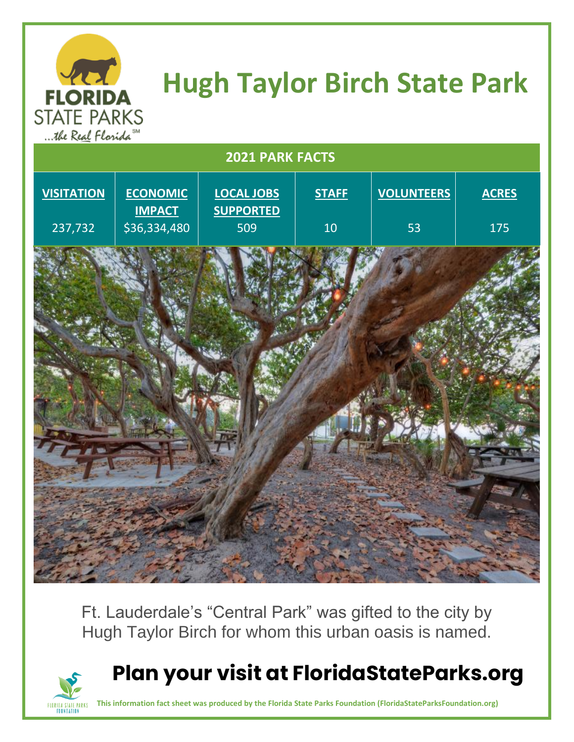# Hugh Taylor Birch State Park

FLORIDA STATE PARKS
...the Real Florida℠

| 2021 PARK FACTS | | | | | |
|---|---|---|---|---|---|
| **VISITATION** | **ECONOMIC IMPACT** | **LOCAL JOBS SUPPORTED** | **STAFF** | **VOLUNTEERS** | **ACRES** |
| 237,732 | $36,334,480 | 509 | 10 | 53 | 175 |

Ft. Lauderdale's "Central Park" was gifted to the city by Hugh Taylor Birch for whom this urban oasis is named.

## Plan your visit at FloridaStateParks.org

FLORIDA STATE PARKS FOUNDATION

**This information fact sheet was produced by the Florida State Parks Foundation (FloridaStateParksFoundation.org)**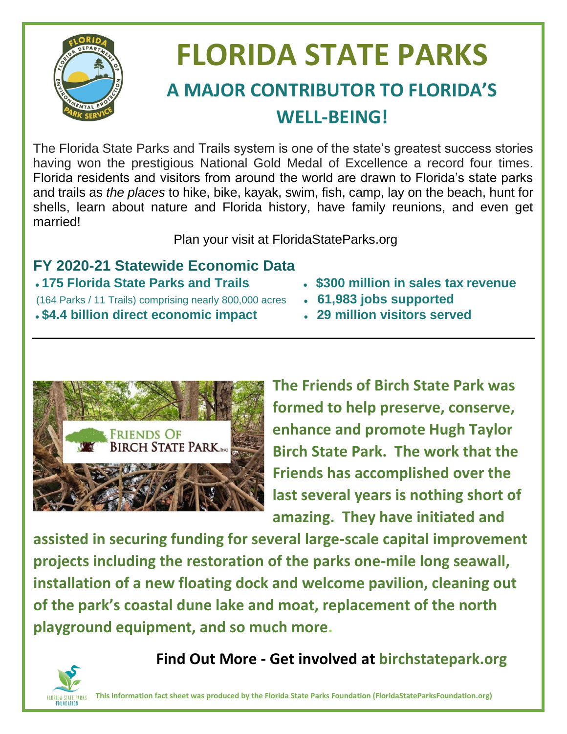# FLORIDA STATE PARKS

## A MAJOR CONTRIBUTOR TO FLORIDA'S WELL-BEING!

The Florida State Parks and Trails system is one of the state's greatest success stories having won the prestigious National Gold Medal of Excellence a record four times. Florida residents and visitors from around the world are drawn to Florida's state parks and trails as *the places* to hike, bike, kayak, swim, fish, camp, lay on the beach, hunt for shells, learn about nature and Florida history, have family reunions, and even get married!

Plan your visit at FloridaStateParks.org

### FY 2020-21 Statewide Economic Data

- **175 Florida State Parks and Trails** (164 Parks / 11 Trails) comprising nearly 800,000 acres
- **$4.4 billion direct economic impact**
- **$300 million in sales tax revenue**
- **61,983 jobs supported**
- **29 million visitors served**

---

**The Friends of Birch State Park was formed to help preserve, conserve, enhance and promote Hugh Taylor Birch State Park. The work that the Friends has accomplished over the last several years is nothing short of amazing. They have initiated and assisted in securing funding for several large-scale capital improvement projects including the restoration of the parks one-mile long seawall, installation of a new floating dock and welcome pavilion, cleaning out of the park's coastal dune lake and moat, replacement of the north playground equipment, and so much more.**

**Find Out More - Get involved at birchstatepark.org**

This information fact sheet was produced by the Florida State Parks Foundation (FloridaStateParksFoundation.org)